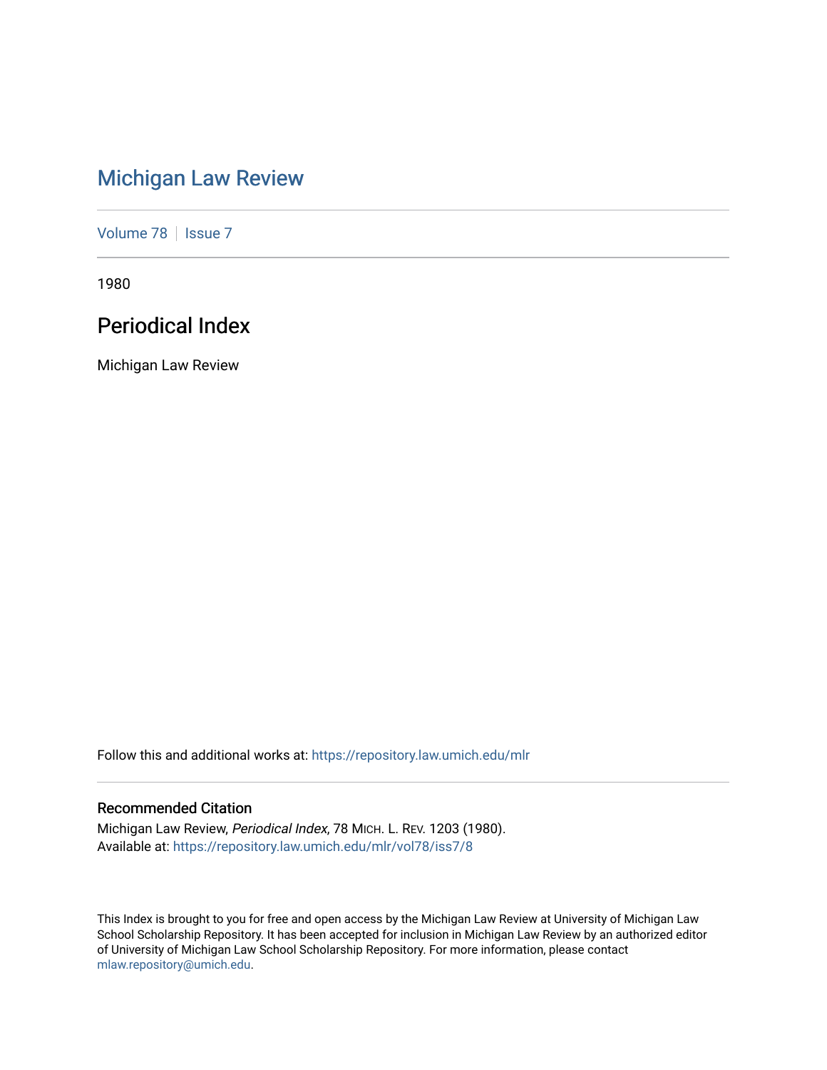# Michigan Law Review

Volume 78 | Issue 7

1980

## Periodical Index

Michigan Law Review

Follow this and additional works at: https://repository.law.umich.edu/mlr

### Recommended Citation

Michigan Law Review, *Periodical Index*, 78 MICH. L. REV. 1203 (1980).
Available at: https://repository.law.umich.edu/mlr/vol78/iss7/8

This Index is brought to you for free and open access by the Michigan Law Review at University of Michigan Law School Scholarship Repository. It has been accepted for inclusion in Michigan Law Review by an authorized editor of University of Michigan Law School Scholarship Repository. For more information, please contact mlaw.repository@umich.edu.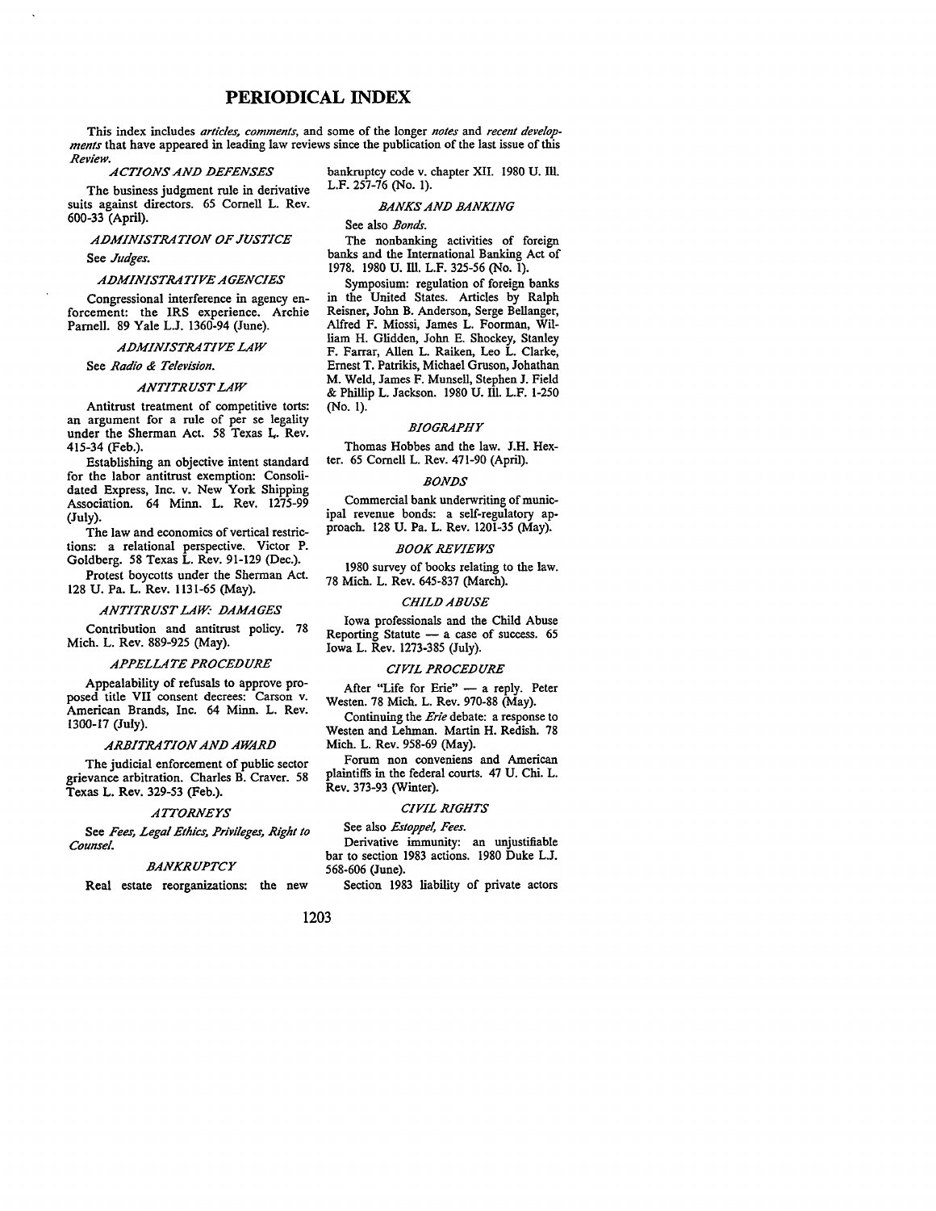# PERIODICAL INDEX

This index includes *articles, comments,* and some of the longer *notes* and *recent developments* that have appeared in leading law reviews since the publication of the last issue of this *Review.*

### *ACTIONS AND DEFENSES*

The business judgment rule in derivative suits against directors. 65 Cornell L. Rev. 600-33 (April).

### *ADMINISTRATION OF JUSTICE*

See *Judges.*

### *ADMINISTRATIVE AGENCIES*

Congressional interference in agency enforcement: the IRS experience. Archie Parnell. 89 Yale L.J. 1360-94 (June).

### *ADMINISTRATIVE LAW*

See *Radio & Television.*

### *ANTITRUST LAW*

Antitrust treatment of competitive torts: an argument for a rule of per se legality under the Sherman Act. 58 Texas L. Rev. 415-34 (Feb.).

Establishing an objective intent standard for the labor antitrust exemption: Consolidated Express, Inc. v. New York Shipping Association. 64 Minn. L. Rev. 1275-99 (July).

The law and economics of vertical restrictions: a relational perspective. Victor P. Goldberg. 58 Texas L. Rev. 91-129 (Dec.).

Protest boycotts under the Sherman Act. 128 U. Pa. L. Rev. 1131-65 (May).

### *ANTITRUST LAW: DAMAGES*

Contribution and antitrust policy. 78 Mich. L. Rev. 889-925 (May).

### *APPELLATE PROCEDURE*

Appealability of refusals to approve proposed title VII consent decrees: Carson v. American Brands, Inc. 64 Minn. L. Rev. 1300-17 (July).

### *ARBITRATION AND AWARD*

The judicial enforcement of public sector grievance arbitration. Charles B. Craver. 58 Texas L. Rev. 329-53 (Feb.).

### *ATTORNEYS*

See *Fees, Legal Ethics, Privileges, Right to Counsel.*

### *BANKRUPTCY*

Real estate reorganizations: the new bankruptcy code v. chapter XII. 1980 U. Ill. L.F. 257-76 (No. 1).

### *BANKS AND BANKING*

See also *Bonds.*

The nonbanking activities of foreign banks and the International Banking Act of 1978. 1980 U. Ill. L.F. 325-56 (No. 1).

Symposium: regulation of foreign banks in the United States. Articles by Ralph Reisner, John B. Anderson, Serge Bellanger, Alfred F. Miossi, James L. Foorman, William H. Glidden, John E. Shockey, Stanley F. Farrar, Allen L. Raiken, Leo L. Clarke, Ernest T. Patrikis, Michael Gruson, Johathan M. Weld, James F. Munsell, Stephen J. Field & Phillip L. Jackson. 1980 U. Ill. L.F. 1-250 (No. 1).

### *BIOGRAPHY*

Thomas Hobbes and the law. J.H. Hexter. 65 Cornell L. Rev. 471-90 (April).

### *BONDS*

Commercial bank underwriting of municipal revenue bonds: a self-regulatory approach. 128 U. Pa. L. Rev. 1201-35 (May).

### *BOOK REVIEWS*

1980 survey of books relating to the law. 78 Mich. L. Rev. 645-837 (March).

### *CHILD ABUSE*

Iowa professionals and the Child Abuse Reporting Statute — a case of success. 65 Iowa L. Rev. 1273-385 (July).

### *CIVIL PROCEDURE*

After "Life for Erie" — a reply. Peter Westen. 78 Mich. L. Rev. 970-88 (May).

Continuing the *Erie* debate: a response to Westen and Lehman. Martin H. Redish. 78 Mich. L. Rev. 958-69 (May).

Forum non conveniens and American plaintiffs in the federal courts. 47 U. Chi. L. Rev. 373-93 (Winter).

### *CIVIL RIGHTS*

See also *Estoppel, Fees.*

Derivative immunity: an unjustifiable bar to section 1983 actions. 1980 Duke L.J. 568-606 (June).

Section 1983 liability of private actors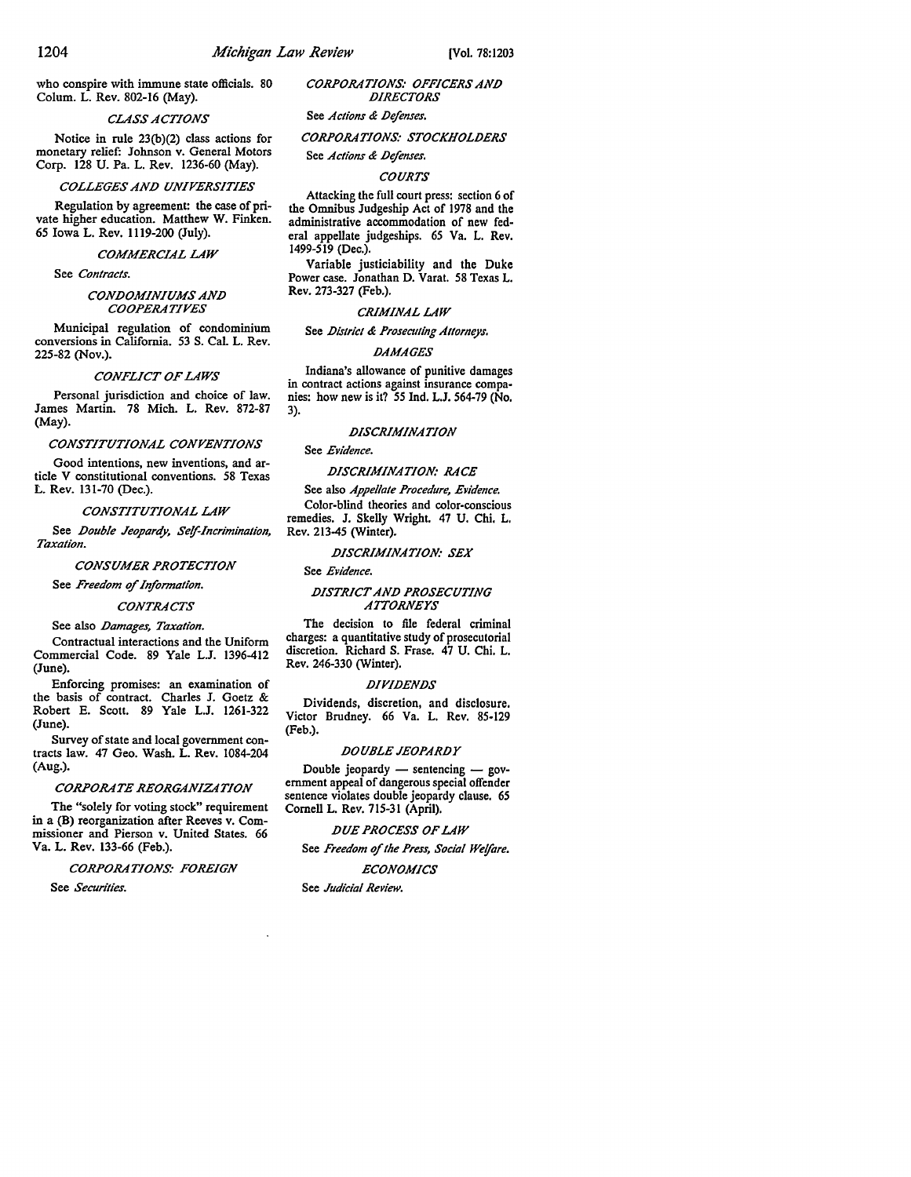who conspire with immune state officials. 80 Colum. L. Rev. 802-16 (May).

### *CLASS ACTIONS*

Notice in rule 23(b)(2) class actions for monetary relief: Johnson v. General Motors Corp. 128 U. Pa. L. Rev. 1236-60 (May).

### *COLLEGES AND UNIVERSITIES*

Regulation by agreement: the case of private higher education. Matthew W. Finken. 65 Iowa L. Rev. 1119-200 (July).

### *COMMERCIAL LAW*

See *Contracts.*

### *CONDOMINIUMS AND COOPERATIVES*

Municipal regulation of condominium conversions in California. 53 S. Cal. L. Rev. 225-82 (Nov.).

### *CONFLICT OF LAWS*

Personal jurisdiction and choice of law. James Martin. 78 Mich. L. Rev. 872-87 (May).

### *CONSTITUTIONAL CONVENTIONS*

Good intentions, new inventions, and article V constitutional conventions. 58 Texas L. Rev. 131-70 (Dec.).

### *CONSTITUTIONAL LAW*

See *Double Jeopardy, Self-Incrimination, Taxation.*

### *CONSUMER PROTECTION*

See *Freedom of Information.*

### *CONTRACTS*

See also *Damages, Taxation.*

Contractual interactions and the Uniform Commercial Code. 89 Yale L.J. 1396-412 (June).

Enforcing promises: an examination of the basis of contract. Charles J. Goetz & Robert E. Scott. 89 Yale L.J. 1261-322 (June).

Survey of state and local government contracts law. 47 Geo. Wash. L. Rev. 1084-204 (Aug.).

### *CORPORATE REORGANIZATION*

The "solely for voting stock" requirement in a (B) reorganization after Reeves v. Commissioner and Pierson v. United States. 66 Va. L. Rev. 133-66 (Feb.).

### *CORPORATIONS: FOREIGN*

See *Securities.*

### *CORPORATIONS: OFFICERS AND DIRECTORS*

See *Actions & Defenses.*

### *CORPORATIONS: STOCKHOLDERS*

See *Actions & Defenses.*

### *COURTS*

Attacking the full court press: section 6 of the Omnibus Judgeship Act of 1978 and the administrative accommodation of new federal appellate judgeships. 65 Va. L. Rev. 1499-519 (Dec.).

Variable justiciability and the Duke Power case. Jonathan D. Varat. 58 Texas L. Rev. 273-327 (Feb.).

### *CRIMINAL LAW*

See *District & Prosecuting Attorneys.*

### *DAMAGES*

Indiana's allowance of punitive damages in contract actions against insurance companies: how new is it? 55 Ind. L.J. 564-79 (No. 3).

### *DISCRIMINATION*

See *Evidence.*

### *DISCRIMINATION: RACE*

See also *Appellate Procedure, Evidence.*

Color-blind theories and color-conscious remedies. J. Skelly Wright. 47 U. Chi. L. Rev. 213-45 (Winter).

### *DISCRIMINATION: SEX*

See *Evidence.*

### *DISTRICT AND PROSECUTING ATTORNEYS*

The decision to file federal criminal charges: a quantitative study of prosecutorial discretion. Richard S. Frase. 47 U. Chi. L. Rev. 246-330 (Winter).

### *DIVIDENDS*

Dividends, discretion, and disclosure. Victor Brudney. 66 Va. L. Rev. 85-129 (Feb.).

### *DOUBLE JEOPARDY*

Double jeopardy — sentencing — government appeal of dangerous special offender sentence violates double jeopardy clause. 65 Cornell L. Rev. 715-31 (April).

### *DUE PROCESS OF LAW*

See *Freedom of the Press, Social Welfare.*

### *ECONOMICS*

See *Judicial Review.*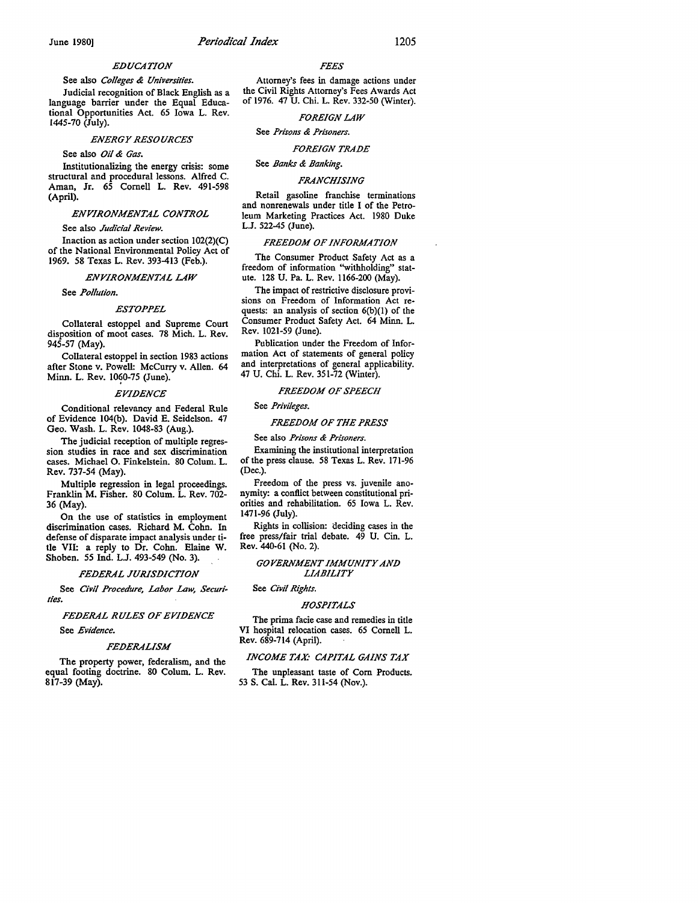### *EDUCATION*

See also *Colleges & Universities.*

Judicial recognition of Black English as a language barrier under the Equal Educational Opportunities Act. 65 Iowa L. Rev. 1445-70 (July).

### *ENERGY RESOURCES*

See also *Oil & Gas.*

Institutionalizing the energy crisis: some structural and procedural lessons. Alfred C. Aman, Jr. 65 Cornell L. Rev. 491-598 (April).

### *ENVIRONMENTAL CONTROL*

See also *Judicial Review.*

Inaction as action under section 102(2)(C) of the National Environmental Policy Act of 1969. 58 Texas L. Rev. 393-413 (Feb.).

### *ENVIRONMENTAL LAW*

See *Pollution.*

### *ESTOPPEL*

Collateral estoppel and Supreme Court disposition of moot cases. 78 Mich. L. Rev. 945-57 (May).

Collateral estoppel in section 1983 actions after Stone v. Powell: McCurry v. Allen. 64 Minn. L. Rev. 1060-75 (June).

### *EVIDENCE*

Conditional relevancy and Federal Rule of Evidence 104(b). David E. Seidelson. 47 Geo. Wash. L. Rev. 1048-83 (Aug.).

The judicial reception of multiple regression studies in race and sex discrimination cases. Michael O. Finkelstein. 80 Colum. L. Rev. 737-54 (May).

Multiple regression in legal proceedings. Franklin M. Fisher. 80 Colum. L. Rev. 702-36 (May).

On the use of statistics in employment discrimination cases. Richard M. Cohn. In defense of disparate impact analysis under title VII: a reply to Dr. Cohn. Elaine W. Shoben. 55 Ind. L.J. 493-549 (No. 3).

### *FEDERAL JURISDICTION*

See *Civil Procedure, Labor Law, Securities.*

### *FEDERAL RULES OF EVIDENCE*

See *Evidence.*

### *FEDERALISM*

The property power, federalism, and the equal footing doctrine. 80 Colum. L. Rev. 817-39 (May).

### *FEES*

Attorney's fees in damage actions under the Civil Rights Attorney's Fees Awards Act of 1976. 47 U. Chi. L. Rev. 332-50 (Winter).

### *FOREIGN LAW*

See *Prisons & Prisoners.*

### *FOREIGN TRADE*

See *Banks & Banking.*

### *FRANCHISING*

Retail gasoline franchise terminations and nonrenewals under title I of the Petroleum Marketing Practices Act. 1980 Duke L.J. 522-45 (June).

### *FREEDOM OF INFORMATION*

The Consumer Product Safety Act as a freedom of information "withholding" statute. 128 U. Pa. L. Rev. 1166-200 (May).

The impact of restrictive disclosure provisions on Freedom of Information Act requests: an analysis of section 6(b)(1) of the Consumer Product Safety Act. 64 Minn. L. Rev. 1021-59 (June).

Publication under the Freedom of Information Act of statements of general policy and interpretations of general applicability. 47 U. Chi. L. Rev. 351-72 (Winter).

### *FREEDOM OF SPEECH*

See *Privileges.*

### *FREEDOM OF THE PRESS*

See also *Prisons & Prisoners.*

Examining the institutional interpretation of the press clause. 58 Texas L. Rev. 171-96 (Dec.).

Freedom of the press vs. juvenile anonymity: a conflict between constitutional priorities and rehabilitation. 65 Iowa L. Rev. 1471-96 (July).

Rights in collision: deciding cases in the free press/fair trial debate. 49 U. Cin. L. Rev. 440-61 (No. 2).

### *GOVERNMENT IMMUNITY AND LIABILITY*

See *Civil Rights.*

### *HOSPITALS*

The prima facie case and remedies in title VI hospital relocation cases. 65 Cornell L. Rev. 689-714 (April).

### *INCOME TAX: CAPITAL GAINS TAX*

The unpleasant taste of Corn Products. 53 S. Cal. L. Rev. 311-54 (Nov.).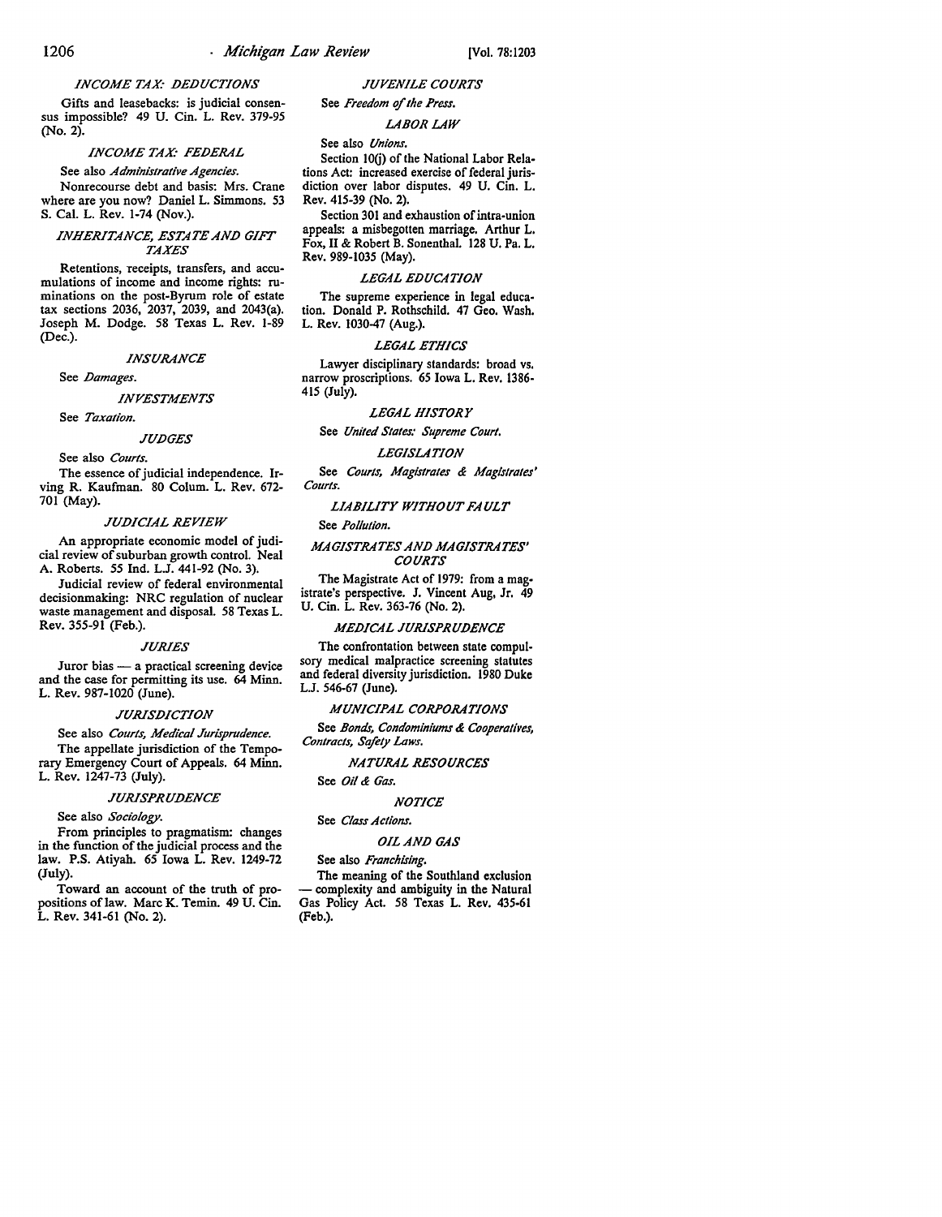### *INCOME TAX: DEDUCTIONS*

Gifts and leasebacks: is judicial consensus impossible? 49 U. Cin. L. Rev. 379-95 (No. 2).

### *INCOME TAX: FEDERAL*

See also *Administrative Agencies.*

Nonrecourse debt and basis: Mrs. Crane where are you now? Daniel L. Simmons. 53 S. Cal. L. Rev. 1-74 (Nov.).

### *INHERITANCE, ESTATE AND GIFT TAXES*

Retentions, receipts, transfers, and accumulations of income and income rights: ruminations on the post-Byrum role of estate tax sections 2036, 2037, 2039, and 2043(a). Joseph M. Dodge. 58 Texas L. Rev. 1-89 (Dec.).

### *INSURANCE*

See *Damages.*

### *INVESTMENTS*

See *Taxation.*

### *JUDGES*

See also *Courts.*

The essence of judicial independence. Irving R. Kaufman. 80 Colum. L. Rev. 672-701 (May).

### *JUDICIAL REVIEW*

An appropriate economic model of judicial review of suburban growth control. Neal A. Roberts. 55 Ind. L.J. 441-92 (No. 3).

Judicial review of federal environmental decisionmaking: NRC regulation of nuclear waste management and disposal. 58 Texas L. Rev. 355-91 (Feb.).

### *JURIES*

Juror bias — a practical screening device and the case for permitting its use. 64 Minn. L. Rev. 987-1020 (June).

### *JURISDICTION*

See also *Courts, Medical Jurisprudence.*

The appellate jurisdiction of the Temporary Emergency Court of Appeals. 64 Minn. L. Rev. 1247-73 (July).

### *JURISPRUDENCE*

See also *Sociology.*

From principles to pragmatism: changes in the function of the judicial process and the law. P.S. Atiyah. 65 Iowa L. Rev. 1249-72 (July).

Toward an account of the truth of propositions of law. Marc K. Temin. 49 U. Cin. L. Rev. 341-61 (No. 2).

### *JUVENILE COURTS*

See *Freedom of the Press.*

### *LABOR LAW*

See also *Unions.*

Section 10(j) of the National Labor Relations Act: increased exercise of federal jurisdiction over labor disputes. 49 U. Cin. L. Rev. 415-39 (No. 2).

Section 301 and exhaustion of intra-union appeals: a misbegotten marriage. Arthur L. Fox, II & Robert B. Sonenthal. 128 U. Pa. L. Rev. 989-1035 (May).

### *LEGAL EDUCATION*

The supreme experience in legal education. Donald P. Rothschild. 47 Geo. Wash. L. Rev. 1030-47 (Aug.).

### *LEGAL ETHICS*

Lawyer disciplinary standards: broad vs. narrow proscriptions. 65 Iowa L. Rev. 1386-415 (July).

### *LEGAL HISTORY*

See *United States: Supreme Court.*

### *LEGISLATION*

See *Courts, Magistrates & Magistrates' Courts.*

### *LIABILITY WITHOUT FAULT*

See *Pollution.*

### *MAGISTRATES AND MAGISTRATES' COURTS*

The Magistrate Act of 1979: from a magistrate's perspective. J. Vincent Aug, Jr. 49 U. Cin. L. Rev. 363-76 (No. 2).

### *MEDICAL JURISPRUDENCE*

The confrontation between state compulsory medical malpractice screening statutes and federal diversity jurisdiction. 1980 Duke L.J. 546-67 (June).

### *MUNICIPAL CORPORATIONS*

See *Bonds, Condominiums & Cooperatives, Contracts, Safety Laws.*

### *NATURAL RESOURCES*

See *Oil & Gas.*

### *NOTICE*

See *Class Actions.*

### *OIL AND GAS*

See also *Franchising.*

The meaning of the Southland exclusion — complexity and ambiguity in the Natural Gas Policy Act. 58 Texas L. Rev. 435-61 (Feb.).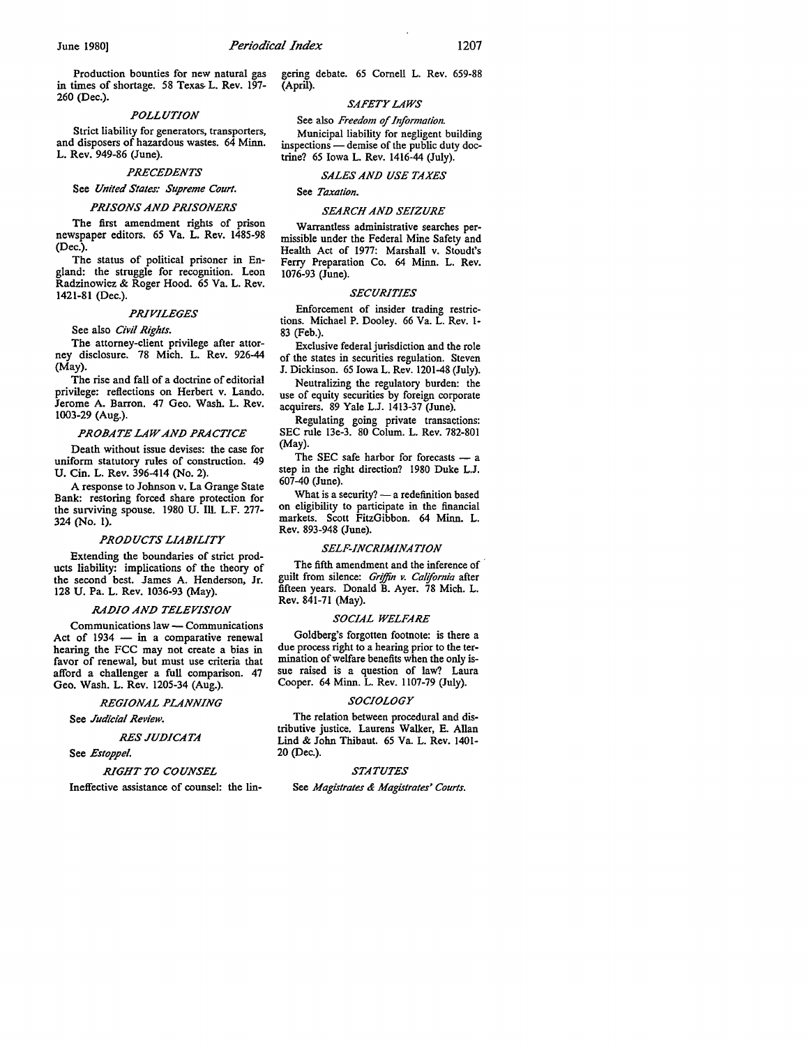Production bounties for new natural gas in times of shortage. 58 Texas L. Rev. 197-260 (Dec.).

### *POLLUTION*

Strict liability for generators, transporters, and disposers of hazardous wastes. 64 Minn. L. Rev. 949-86 (June).

### *PRECEDENTS*

See *United States: Supreme Court.*

### *PRISONS AND PRISONERS*

The first amendment rights of prison newspaper editors. 65 Va. L. Rev. 1485-98 (Dec.).

The status of political prisoner in England: the struggle for recognition. Leon Radzinowicz & Roger Hood. 65 Va. L. Rev. 1421-81 (Dec.).

### *PRIVILEGES*

See also *Civil Rights.*

The attorney-client privilege after attorney disclosure. 78 Mich. L. Rev. 926-44 (May).

The rise and fall of a doctrine of editorial privilege: reflections on Herbert v. Lando. Jerome A. Barron. 47 Geo. Wash. L. Rev. 1003-29 (Aug.).

### *PROBATE LAW AND PRACTICE*

Death without issue devises: the case for uniform statutory rules of construction. 49 U. Cin. L. Rev. 396-414 (No. 2).

A response to Johnson v. La Grange State Bank: restoring forced share protection for the surviving spouse. 1980 U. Ill. L.F. 277-324 (No. 1).

### *PRODUCTS LIABILITY*

Extending the boundaries of strict products liability: implications of the theory of the second best. James A. Henderson, Jr. 128 U. Pa. L. Rev. 1036-93 (May).

### *RADIO AND TELEVISION*

Communications law — Communications Act of 1934 — in a comparative renewal hearing the FCC may not create a bias in favor of renewal, but must use criteria that afford a challenger a full comparison. 47 Geo. Wash. L. Rev. 1205-34 (Aug.).

### *REGIONAL PLANNING*

See *Judicial Review.*

### *RES JUDICATA*

See *Estoppel.*

### *RIGHT TO COUNSEL*

Ineffective assistance of counsel: the lingering debate. 65 Cornell L. Rev. 659-88 (April).

### *SAFETY LAWS*

See also *Freedom of Information.*

Municipal liability for negligent building inspections — demise of the public duty doctrine? 65 Iowa L. Rev. 1416-44 (July).

### *SALES AND USE TAXES*

See *Taxation.*

### *SEARCH AND SEIZURE*

Warrantless administrative searches permissible under the Federal Mine Safety and Health Act of 1977: Marshall v. Stoudt's Ferry Preparation Co. 64 Minn. L. Rev. 1076-93 (June).

### *SECURITIES*

Enforcement of insider trading restrictions. Michael P. Dooley. 66 Va. L. Rev. 1-83 (Feb.).

Exclusive federal jurisdiction and the role of the states in securities regulation. Steven J. Dickinson. 65 Iowa L. Rev. 1201-48 (July).

Neutralizing the regulatory burden: the use of equity securities by foreign corporate acquirers. 89 Yale L.J. 1413-37 (June).

Regulating going private transactions: SEC rule 13e-3. 80 Colum. L. Rev. 782-801 (May).

The SEC safe harbor for forecasts — a step in the right direction? 1980 Duke L.J. 607-40 (June).

What is a security? — a redefinition based on eligibility to participate in the financial markets. Scott FitzGibbon. 64 Minn. L. Rev. 893-948 (June).

### *SELF-INCRIMINATION*

The fifth amendment and the inference of guilt from silence: *Griffin v. California* after fifteen years. Donald B. Ayer. 78 Mich. L. Rev. 841-71 (May).

### *SOCIAL WELFARE*

Goldberg's forgotten footnote: is there a due process right to a hearing prior to the termination of welfare benefits when the only issue raised is a question of law? Laura Cooper. 64 Minn. L. Rev. 1107-79 (July).

### *SOCIOLOGY*

The relation between procedural and distributive justice. Laurens Walker, E. Allan Lind & John Thibaut. 65 Va. L. Rev. 1401-20 (Dec.).

### *STATUTES*

See *Magistrates & Magistrates' Courts.*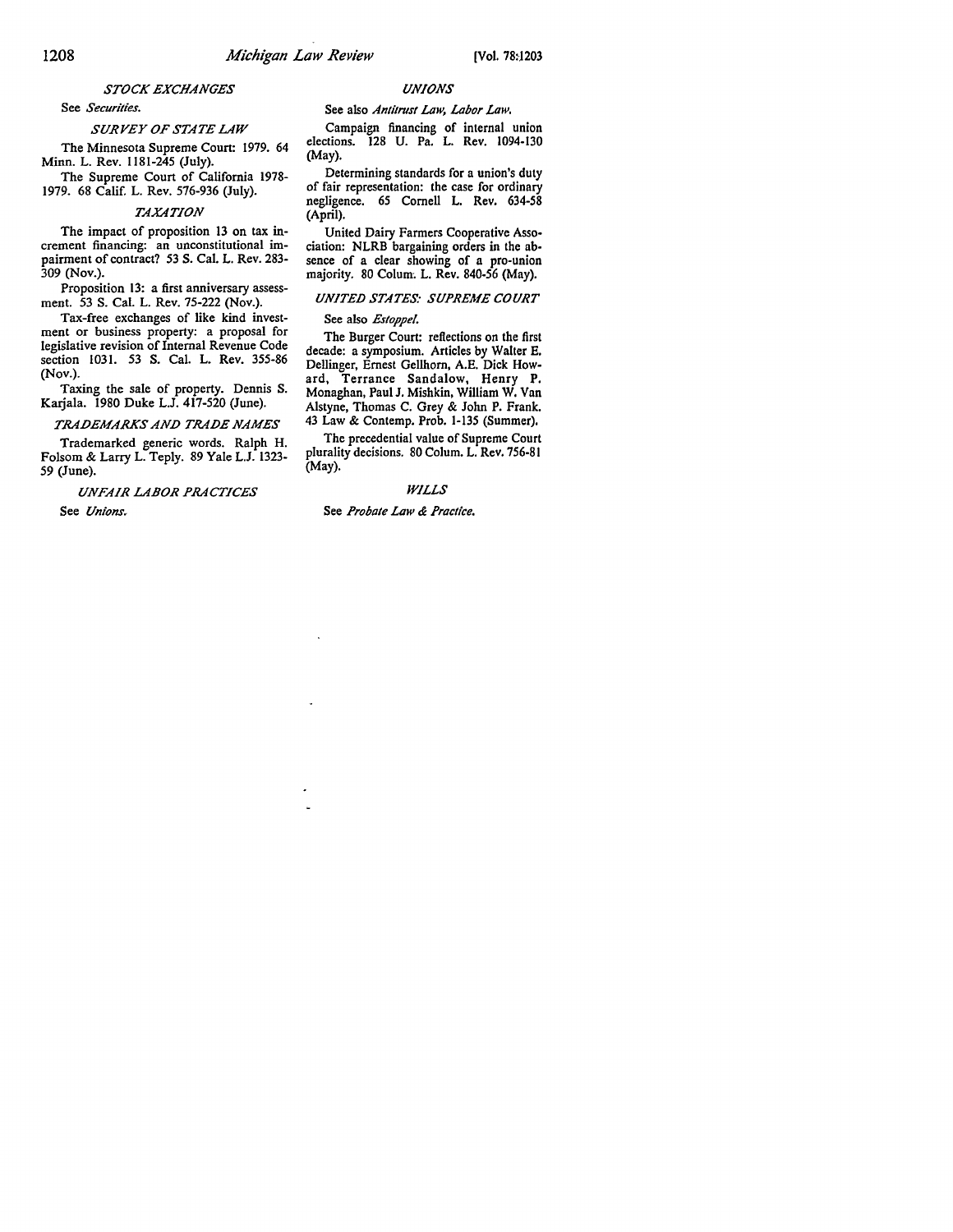### *STOCK EXCHANGES*

See *Securities.*

### *SURVEY OF STATE LAW*

The Minnesota Supreme Court: 1979. 64 Minn. L. Rev. 1181-245 (July).

The Supreme Court of California 1978-1979. 68 Calif. L. Rev. 576-936 (July).

### *TAXATION*

The impact of proposition 13 on tax increment financing: an unconstitutional impairment of contract? 53 S. Cal. L. Rev. 283-309 (Nov.).

Proposition 13: a first anniversary assessment. 53 S. Cal. L. Rev. 75-222 (Nov.).

Tax-free exchanges of like kind investment or business property: a proposal for legislative revision of Internal Revenue Code section 1031. 53 S. Cal. L. Rev. 355-86 (Nov.).

Taxing the sale of property. Dennis S. Karjala. 1980 Duke L.J. 417-520 (June).

### *TRADEMARKS AND TRADE NAMES*

Trademarked generic words. Ralph H. Folsom & Larry L. Teply. 89 Yale L.J. 1323-59 (June).

### *UNFAIR LABOR PRACTICES*

See *Unions.*

### *UNIONS*

See also *Antitrust Law, Labor Law.*

Campaign financing of internal union elections. 128 U. Pa. L. Rev. 1094-130 (May).

Determining standards for a union's duty of fair representation: the case for ordinary negligence. 65 Cornell L. Rev. 634-58 (April).

United Dairy Farmers Cooperative Association: NLRB bargaining orders in the absence of a clear showing of a pro-union majority. 80 Colum. L. Rev. 840-56 (May).

### *UNITED STATES: SUPREME COURT*

See also *Estoppel.*

The Burger Court: reflections on the first decade: a symposium. Articles by Walter E. Dellinger, Ernest Gellhorn, A.E. Dick Howard, Terrance Sandalow, Henry P. Monaghan, Paul J. Mishkin, William W. Van Alstyne, Thomas C. Grey & John P. Frank. 43 Law & Contemp. Prob. 1-135 (Summer).

The precedential value of Supreme Court plurality decisions. 80 Colum. L. Rev. 756-81 (May).

### *WILLS*

See *Probate Law & Practice.*